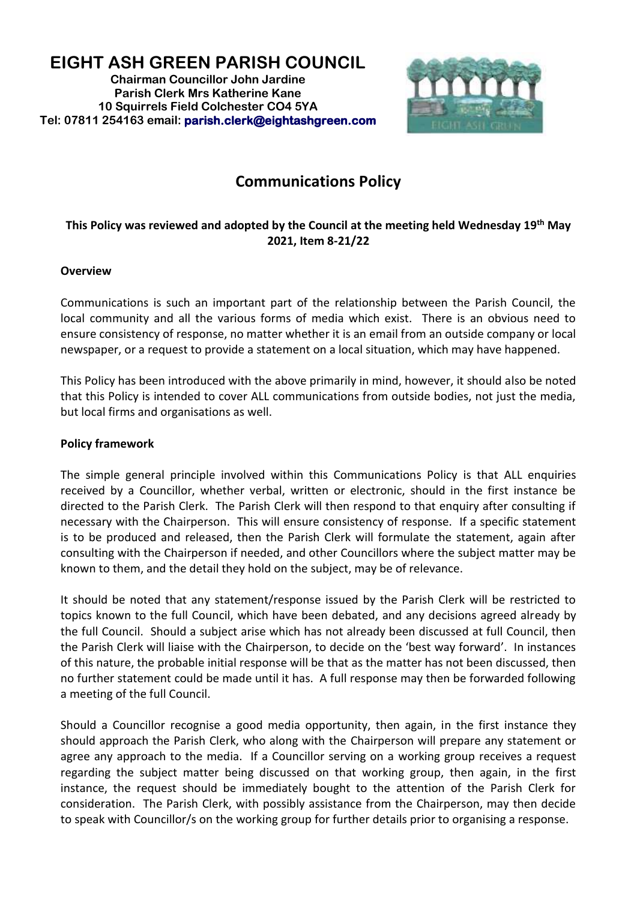# EIGHT ASH GREEN PARISH COUNCIL

**Chairman Councillor John Jardine**
**Parish Clerk Mrs Katherine Kane**
**10 Squirrels Field Colchester CO4 5YA**
**Tel: 07811 254163 email: parish.clerk@eightashgreen.com**

## Communications Policy

**This Policy was reviewed and adopted by the Council at the meeting held Wednesday 19th May 2021, Item 8-21/22**

### Overview

Communications is such an important part of the relationship between the Parish Council, the local community and all the various forms of media which exist. There is an obvious need to ensure consistency of response, no matter whether it is an email from an outside company or local newspaper, or a request to provide a statement on a local situation, which may have happened.

This Policy has been introduced with the above primarily in mind, however, it should also be noted that this Policy is intended to cover ALL communications from outside bodies, not just the media, but local firms and organisations as well.

### Policy framework

The simple general principle involved within this Communications Policy is that ALL enquiries received by a Councillor, whether verbal, written or electronic, should in the first instance be directed to the Parish Clerk. The Parish Clerk will then respond to that enquiry after consulting if necessary with the Chairperson. This will ensure consistency of response. If a specific statement is to be produced and released, then the Parish Clerk will formulate the statement, again after consulting with the Chairperson if needed, and other Councillors where the subject matter may be known to them, and the detail they hold on the subject, may be of relevance.

It should be noted that any statement/response issued by the Parish Clerk will be restricted to topics known to the full Council, which have been debated, and any decisions agreed already by the full Council. Should a subject arise which has not already been discussed at full Council, then the Parish Clerk will liaise with the Chairperson, to decide on the 'best way forward'. In instances of this nature, the probable initial response will be that as the matter has not been discussed, then no further statement could be made until it has. A full response may then be forwarded following a meeting of the full Council.

Should a Councillor recognise a good media opportunity, then again, in the first instance they should approach the Parish Clerk, who along with the Chairperson will prepare any statement or agree any approach to the media. If a Councillor serving on a working group receives a request regarding the subject matter being discussed on that working group, then again, in the first instance, the request should be immediately bought to the attention of the Parish Clerk for consideration. The Parish Clerk, with possibly assistance from the Chairperson, may then decide to speak with Councillor/s on the working group for further details prior to organising a response.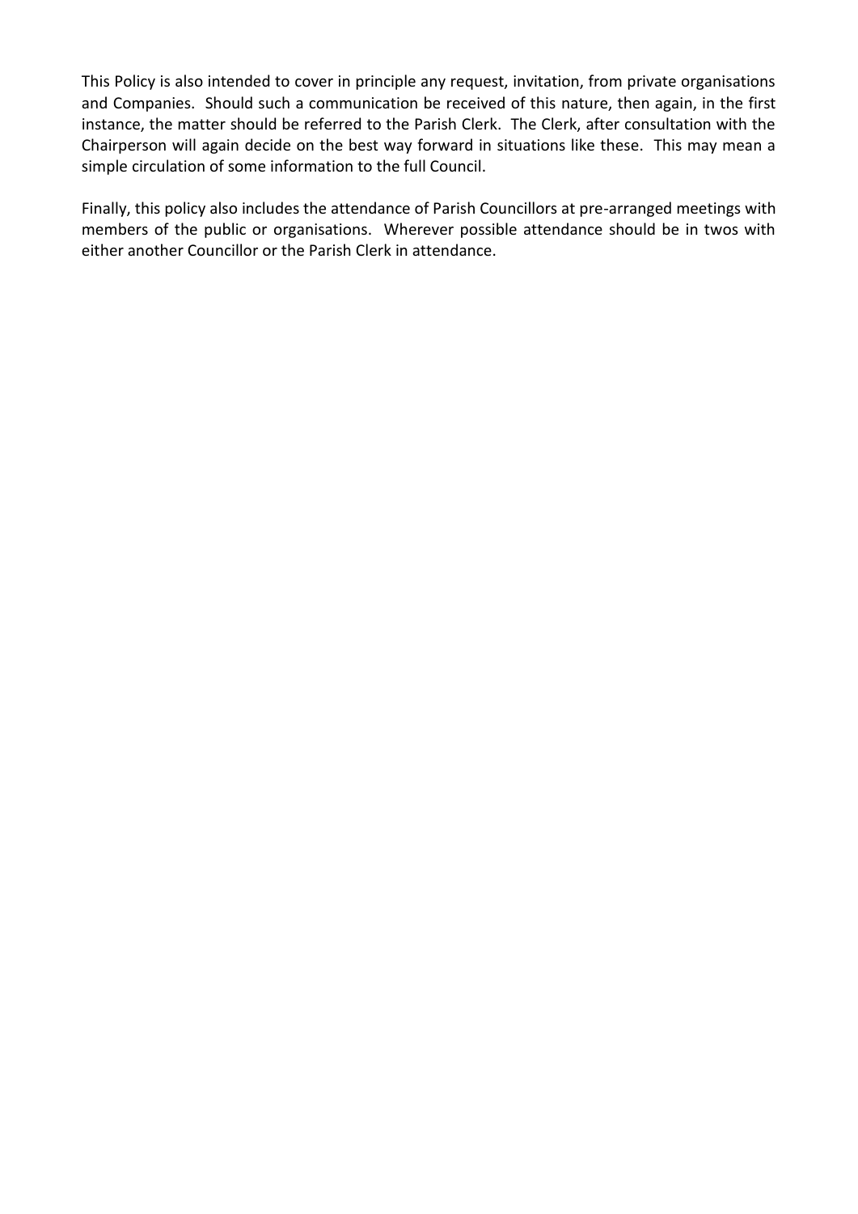This Policy is also intended to cover in principle any request, invitation, from private organisations and Companies. Should such a communication be received of this nature, then again, in the first instance, the matter should be referred to the Parish Clerk. The Clerk, after consultation with the Chairperson will again decide on the best way forward in situations like these. This may mean a simple circulation of some information to the full Council.

Finally, this policy also includes the attendance of Parish Councillors at pre-arranged meetings with members of the public or organisations. Wherever possible attendance should be in twos with either another Councillor or the Parish Clerk in attendance.